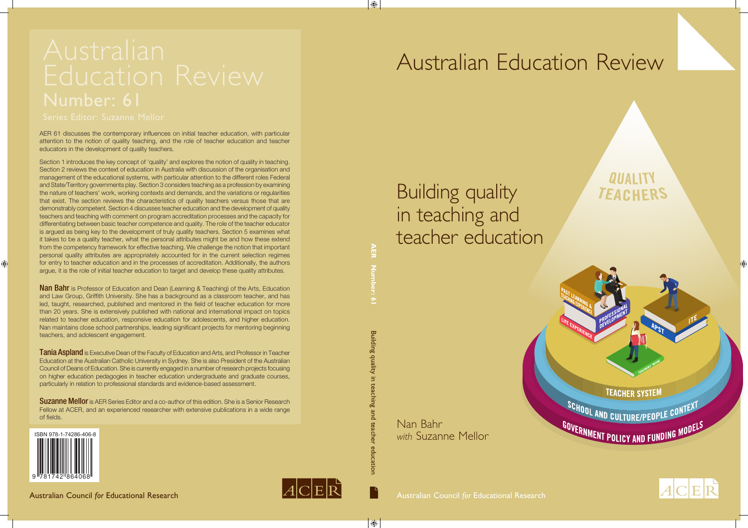# Australian Education Review

## Number: 61

Series Editor: Suzanne Mellor

AER 61 discusses the contemporary influences on initial teacher education, with particular attention to the notion of quality teaching, and the role of teacher education and teacher educators in the development of quality teachers.

Section 1 introduces the key concept of 'quality' and explores the notion of quality in teaching. Section 2 reviews the context of education in Australia with discussion of the organisation and management of the educational systems, with particular attention to the different roles Federal and State/Territory governments play. Section 3 considers teaching as a profession by examining the nature of teachers' work, working contexts and demands, and the variations or regularities that exist. The section reviews the characteristics of quality teachers versus those that are demonstrably competent. Section 4 discusses teacher education and the development of quality teachers and teaching with comment on program accreditation processes and the capacity for differentiating between basic teacher competence and quality. The role of the teacher educator is argued as being key to the development of truly quality teachers. Section 5 examines what it takes to be a quality teacher, what the personal attributes might be and how these extend from the competency framework for effective teaching. We challenge the notion that important personal quality attributes are appropriately accounted for in the current selection regimes for entry to teacher education and in the processes of accreditation. Additionally, the authors argue, it is the role of initial teacher education to target and develop these quality attributes.

**Nan Bahr** is Professor of Education and Dean (Learning & Teaching) of the Arts, Education and Law Group, Griffith University. She has a background as a classroom teacher, and has led, taught, researched, published and mentored in the field of teacher education for more than 20 years. She is extensively published with national and international impact on topics related to teacher education, responsive education for adolescents, and higher education. Nan maintains close school partnerships, leading significant projects for mentoring beginning teachers, and adolescent engagement.

**Tania Aspland** is Executive Dean of the Faculty of Education and Arts, and Professor in Teacher Education at the Australian Catholic University in Sydney. She is also President of the Australian Council of Deans of Education. She is currently engaged in a number of research projects focusing on higher education pedagogies in teacher education undergraduate and graduate courses, particularly in relation to professional standards and evidence-based assessment.

**Suzanne Mellor** is AER Series Editor and a co-author of this edition. She is a Senior Research Fellow at ACER, and an experienced researcher with extensive publications in a wide range of fields.

ISBN 978-1-74286-406-8

9 781742 864068

Australian Council *for* Educational Research

ACER

AER Number: 61 Building quality in teaching and teacher education

# Australian Education Review

## Building quality in teaching and teacher education

QUALITY TEACHERS

PAST LEARNING & TEACHING EXPERIENCE

PROFESSIONAL DEVELOPMENT

LIFE EXPERIENCE

APST

ITE

TEACHERS' WORK

TEACHER SYSTEM

SCHOOL AND CULTURE/PEOPLE CONTEXT

GOVERNMENT POLICY AND FUNDING MODELS

Nan Bahr
*with* Suzanne Mellor

Australian Council *for* Educational Research

ACER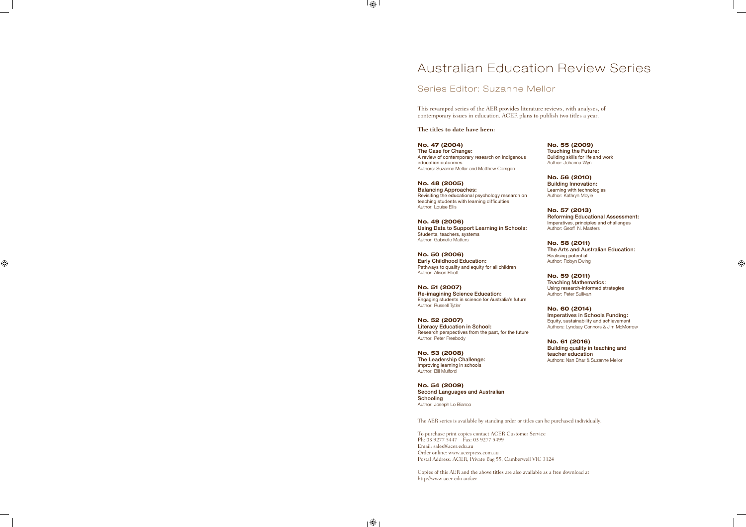# Australian Education Review Series

## Series Editor: Suzanne Mellor

This revamped series of the AER provides literature reviews, with analyses, of contemporary issues in education. ACER plans to publish two titles a year.

**The titles to date have been:**

**No. 47 (2004)**
**The Case for Change:**
A review of contemporary research on Indigenous education outcomes
Authors: Suzanne Mellor and Matthew Corrigan

**No. 48 (2005)**
**Balancing Approaches:**
Revisiting the educational psychology research on teaching students with learning difficulties
Author: Louise Ellis

**No. 49 (2006)**
**Using Data to Support Learning in Schools:**
Students, teachers, systems
Author: Gabrielle Matters

**No. 50 (2006)**
**Early Childhood Education:**
Pathways to quality and equity for all children
Author: Alison Elliott

**No. 51 (2007)**
**Re-imagining Science Education:**
Engaging students in science for Australia's future
Author: Russell Tytler

**No. 52 (2007)**
**Literacy Education in School:**
Research perspectives from the past, for the future
Author: Peter Freebody

**No. 53 (2008)**
**The Leadership Challenge:**
Improving learning in schools
Author: Bill Mulford

**No. 54 (2009)**
**Second Languages and Australian Schooling**
Author: Joseph Lo Bianco

**No. 55 (2009)**
**Touching the Future:**
Building skills for life and work
Author: Johanna Wyn

**No. 56 (2010)**
**Building Innovation:**
Learning with technologies
Author: Kathryn Moyle

**No. 57 (2013)**
**Reforming Educational Assessment:**
Imperatives, principles and challenges
Author: Geoff N. Masters

**No. 58 (2011)**
**The Arts and Australian Education:**
Realising potential
Author: Robyn Ewing

**No. 59 (2011)**
**Teaching Mathematics:**
Using research-informed strategies
Author: Peter Sullivan

**No. 60 (2014)**
**Imperatives in Schools Funding:**
Equity, sustainability and achievement
Authors: Lyndsay Connors & Jim McMorrow

**No. 61 (2016)**
**Building quality in teaching and teacher education**
Authors: Nan Bhar & Suzanne Mellor

The AER series is available by standing order or titles can be purchased individually.

To purchase print copies contact ACER Customer Service
Ph: 03 9277 5447 Fax: 03 9277 5499
Email: sales@acer.edu.au
Order online: www.acerpress.com.au
Postal Address: ACER, Private Bag 55, Camberwell VIC 3124

Copies of this AER and the above titles are also available as a free download at
http://www.acer.edu.au/aer